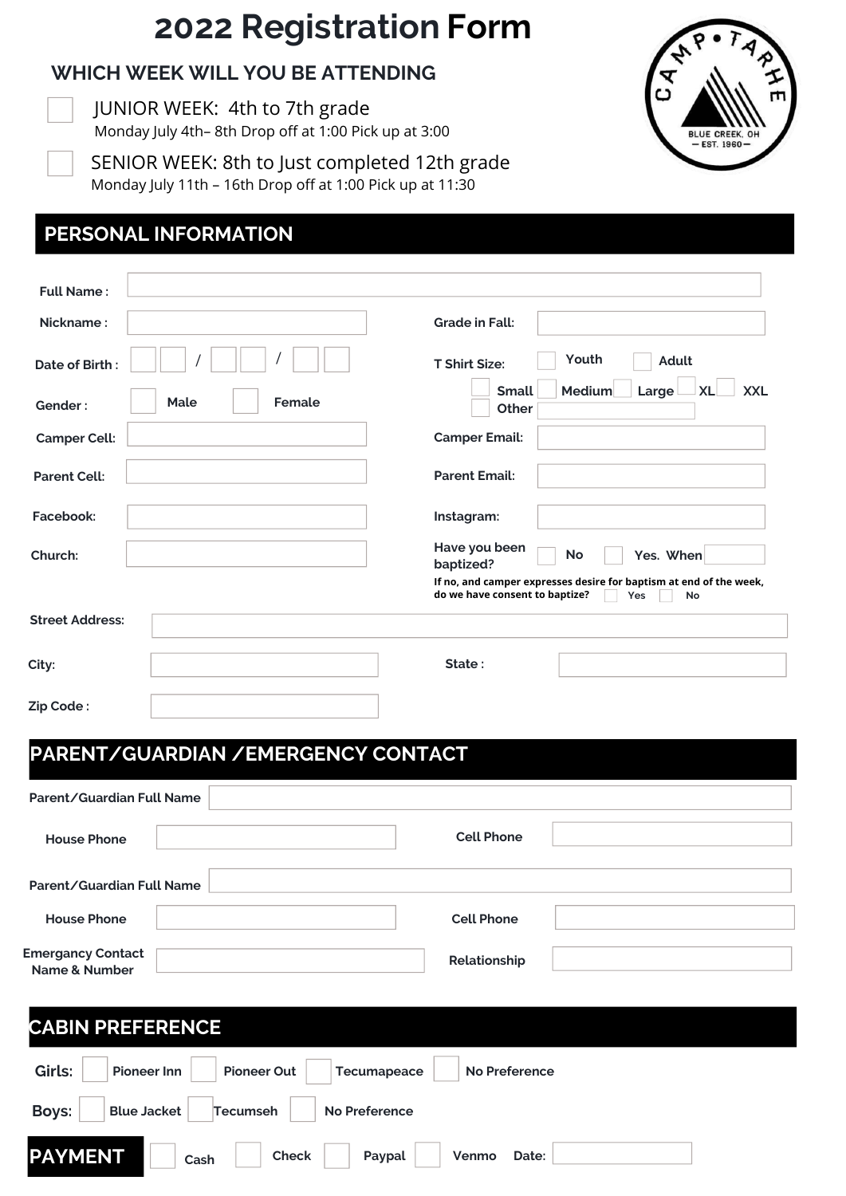# 2022 Registration Form

CAMP TARHE
BLUE CREEK, OH
— EST. 1960 —

## WHICH WEEK WILL YOU BE ATTENDING

☐ JUNIOR WEEK: 4th to 7th grade
Monday July 4th– 8th Drop off at 1:00 Pick up at 3:00

☐ SENIOR WEEK: 8th to Just completed 12th grade
Monday July 11th – 16th Drop off at 1:00 Pick up at 11:30

## PERSONAL INFORMATION

**Full Name :** ______________________

**Nickname :** ______________________ **Grade in Fall:** ______________________

**Date of Birth :** ☐☐ / ☐☐ / ☐☐ **T Shirt Size:** ☐ Youth ☐ Adult

☐ Small ☐ Medium ☐ Large ☐ XL ☐ XXL
☐ Other ______________________

**Gender :** ☐ Male ☐ Female

**Camper Cell:** ______________________ **Camper Email:** ______________________

**Parent Cell:** ______________________ **Parent Email:** ______________________

**Facebook:** ______________________ **Instagram:** ______________________

**Church:** ______________________ **Have you been baptized?** ☐ No ☐ Yes. When ______________________

**If no, and camper expresses desire for baptism at end of the week, do we have consent to baptize?** ☐ Yes ☐ No

**Street Address:** ______________________

**City:** ______________________ **State :** ______________________

**Zip Code :** ______________________

## PARENT/GUARDIAN /EMERGENCY CONTACT

**Parent/Guardian Full Name** ______________________

**House Phone** ______________________ **Cell Phone** ______________________

**Parent/Guardian Full Name** ______________________

**House Phone** ______________________ **Cell Phone** ______________________

**Emergancy Contact Name & Number** ______________________ **Relationship** ______________________

## CABIN PREFERENCE

**Girls:** ☐ Pioneer Inn ☐ Pioneer Out ☐ Tecumapeace ☐ No Preference

**Boys:** ☐ Blue Jacket ☐ Tecumseh ☐ No Preference

## PAYMENT

☐ Cash ☐ Check ☐ Paypal ☐ Venmo **Date:** ______________________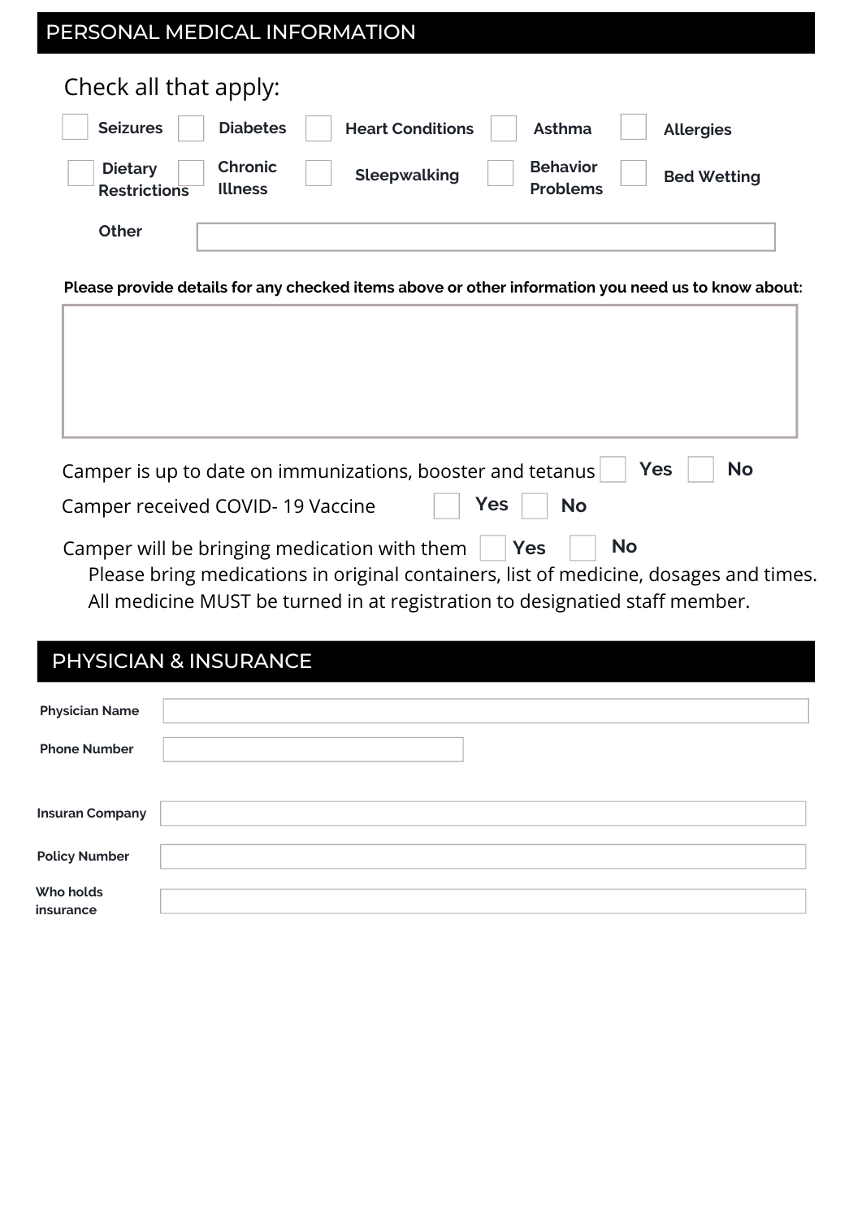## PERSONAL MEDICAL INFORMATION

Check all that apply:

- [ ] Seizures
- [ ] Diabetes
- [ ] Heart Conditions
- [ ] Asthma
- [ ] Allergies
- [ ] Dietary Restrictions
- [ ] Chronic Illness
- [ ] Sleepwalking
- [ ] Behavior Problems
- [ ] Bed Wetting

Other ____________________

**Please provide details for any checked items above or other information you need us to know about:**

____________________

Camper is up to date on immunizations, booster and tetanus [ ] Yes [ ] No

Camper received COVID- 19 Vaccine [ ] Yes [ ] No

Camper will be bringing medication with them [ ] Yes [ ] No

Please bring medications in original containers, list of medicine, dosages and times.
All medicine MUST be turned in at registration to designatied staff member.

## PHYSICIAN & INSURANCE

**Physician Name** ____________________

**Phone Number** ____________________

**Insuran Company** ____________________

**Policy Number** ____________________

**Who holds insurance** ____________________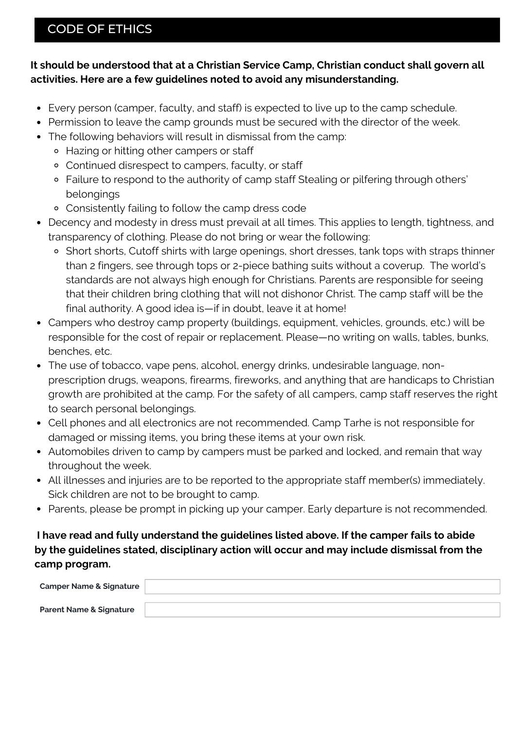## CODE OF ETHICS

**It should be understood that at a Christian Service Camp, Christian conduct shall govern all activities. Here are a few guidelines noted to avoid any misunderstanding.**

- Every person (camper, faculty, and staff) is expected to live up to the camp schedule.
- Permission to leave the camp grounds must be secured with the director of the week.
- The following behaviors will result in dismissal from the camp:
  - Hazing or hitting other campers or staff
  - Continued disrespect to campers, faculty, or staff
  - Failure to respond to the authority of camp staff Stealing or pilfering through others' belongings
  - Consistently failing to follow the camp dress code
- Decency and modesty in dress must prevail at all times. This applies to length, tightness, and transparency of clothing. Please do not bring or wear the following:
  - Short shorts, Cutoff shirts with large openings, short dresses, tank tops with straps thinner than 2 fingers, see through tops or 2-piece bathing suits without a coverup. The world's standards are not always high enough for Christians. Parents are responsible for seeing that their children bring clothing that will not dishonor Christ. The camp staff will be the final authority. A good idea is—if in doubt, leave it at home!
- Campers who destroy camp property (buildings, equipment, vehicles, grounds, etc.) will be responsible for the cost of repair or replacement. Please—no writing on walls, tables, bunks, benches, etc.
- The use of tobacco, vape pens, alcohol, energy drinks, undesirable language, non-prescription drugs, weapons, firearms, fireworks, and anything that are handicaps to Christian growth are prohibited at the camp. For the safety of all campers, camp staff reserves the right to search personal belongings.
- Cell phones and all electronics are not recommended. Camp Tarhe is not responsible for damaged or missing items, you bring these items at your own risk.
- Automobiles driven to camp by campers must be parked and locked, and remain that way throughout the week.
- All illnesses and injuries are to be reported to the appropriate staff member(s) immediately. Sick children are not to be brought to camp.
- Parents, please be prompt in picking up your camper. Early departure is not recommended.

**I have read and fully understand the guidelines listed above. If the camper fails to abide by the guidelines stated, disciplinary action will occur and may include dismissal from the camp program.**

| | |
|---|---|
| **Camper Name & Signature** | |
| **Parent Name & Signature** | |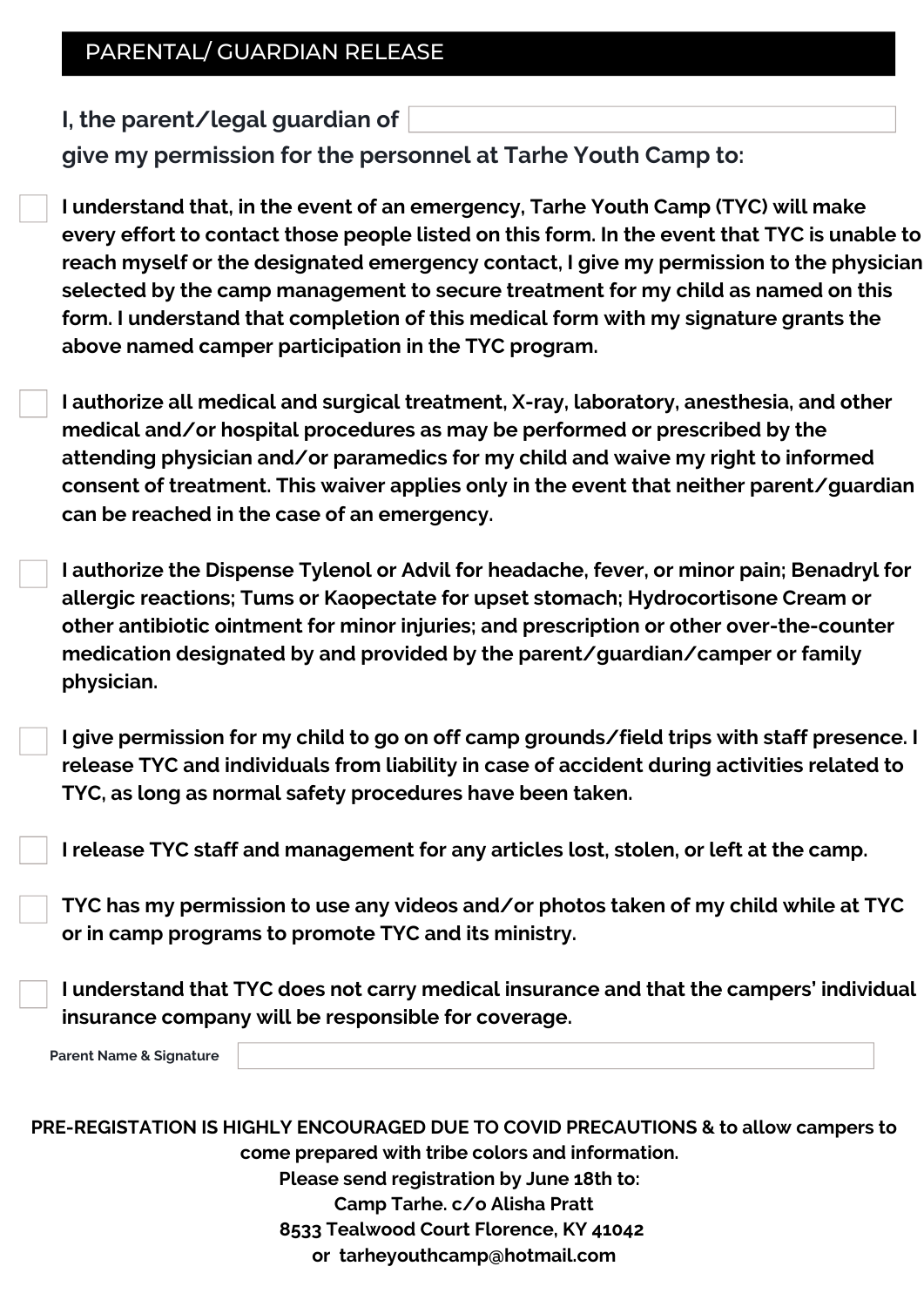## PARENTAL/ GUARDIAN RELEASE

**I, the parent/legal guardian of** \_\_\_\_\_\_\_\_\_\_\_\_\_\_\_\_\_\_\_\_\_\_\_\_\_\_\_\_\_\_

**give my permission for the personnel at Tarhe Youth Camp to:**

- [ ] **I understand that, in the event of an emergency, Tarhe Youth Camp (TYC) will make every effort to contact those people listed on this form. In the event that TYC is unable to reach myself or the designated emergency contact, I give my permission to the physician selected by the camp management to secure treatment for my child as named on this form. I understand that completion of this medical form with my signature grants the above named camper participation in the TYC program.**

- [ ] **I authorize all medical and surgical treatment, X-ray, laboratory, anesthesia, and other medical and/or hospital procedures as may be performed or prescribed by the attending physician and/or paramedics for my child and waive my right to informed consent of treatment. This waiver applies only in the event that neither parent/guardian can be reached in the case of an emergency.**

- [ ] **I authorize the Dispense Tylenol or Advil for headache, fever, or minor pain; Benadryl for allergic reactions; Tums or Kaopectate for upset stomach; Hydrocortisone Cream or other antibiotic ointment for minor injuries; and prescription or other over-the-counter medication designated by and provided by the parent/guardian/camper or family physician.**

- [ ] **I give permission for my child to go on off camp grounds/field trips with staff presence. I release TYC and individuals from liability in case of accident during activities related to TYC, as long as normal safety procedures have been taken.**

- [ ] **I release TYC staff and management for any articles lost, stolen, or left at the camp.**

- [ ] **TYC has my permission to use any videos and/or photos taken of my child while at TYC or in camp programs to promote TYC and its ministry.**

- [ ] **I understand that TYC does not carry medical insurance and that the campers' individual insurance company will be responsible for coverage.**

**Parent Name & Signature** \_\_\_\_\_\_\_\_\_\_\_\_\_\_\_\_\_\_\_\_\_\_\_\_\_\_\_\_\_\_

**PRE-REGISTATION IS HIGHLY ENCOURAGED DUE TO COVID PRECAUTIONS & to allow campers to come prepared with tribe colors and information.**
**Please send registration by June 18th to:**
**Camp Tarhe. c/o Alisha Pratt**
**8533 Tealwood Court Florence, KY 41042**
**or tarheyouthcamp@hotmail.com**